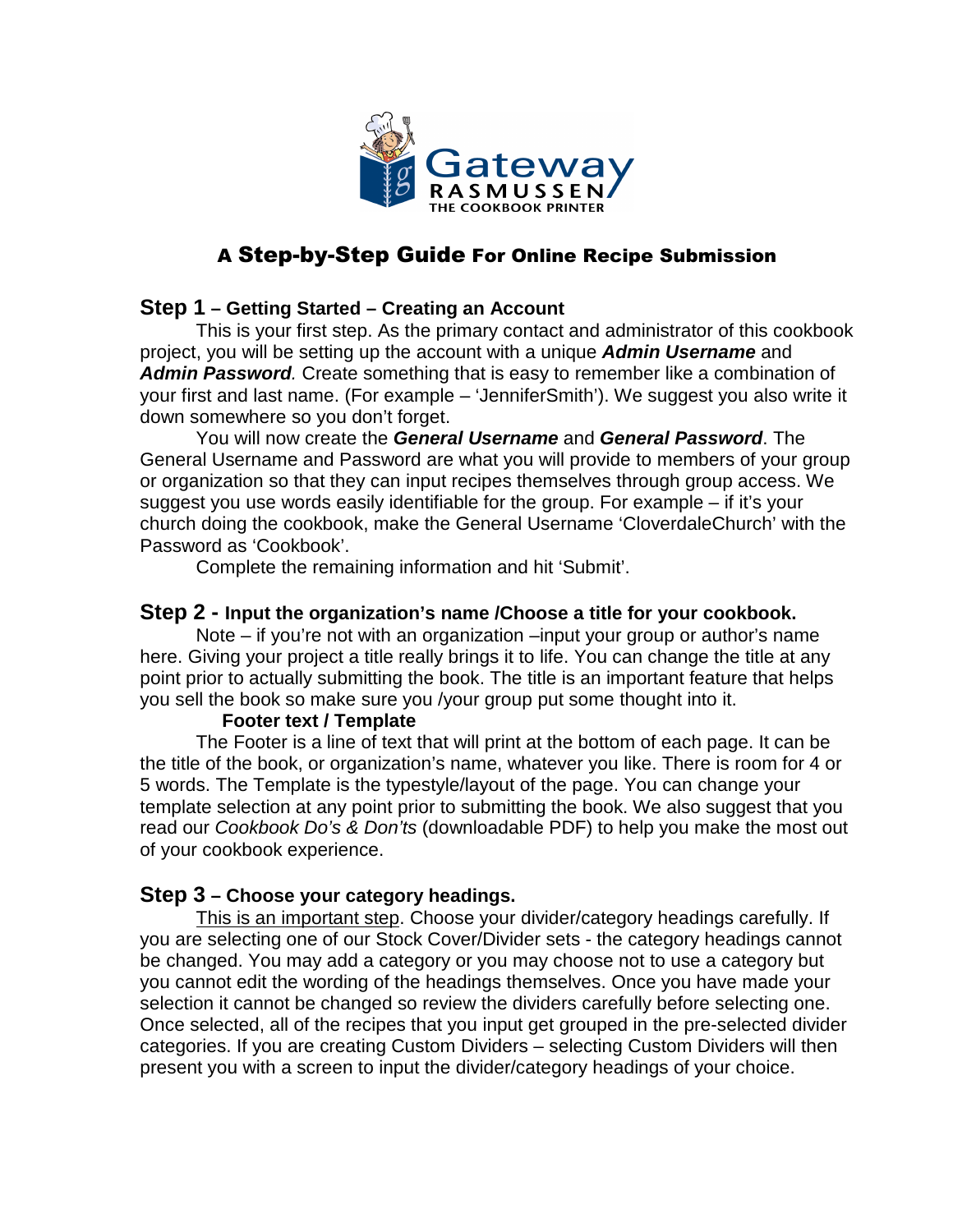Gateway RASMUSSEN THE COOKBOOK PRINTER

# A Step-by-Step Guide For Online Recipe Submission

## Step 1 – Getting Started – Creating an Account

This is your first step. As the primary contact and administrator of this cookbook project, you will be setting up the account with a unique ***Admin Username*** and ***Admin Password****.* Create something that is easy to remember like a combination of your first and last name. (For example – 'JenniferSmith'). We suggest you also write it down somewhere so you don't forget.

You will now create the ***General Username*** and ***General Password***. The General Username and Password are what you will provide to members of your group or organization so that they can input recipes themselves through group access. We suggest you use words easily identifiable for the group. For example – if it's your church doing the cookbook, make the General Username 'CloverdaleChurch' with the Password as 'Cookbook'.

Complete the remaining information and hit 'Submit'.

## Step 2 - Input the organization's name /Choose a title for your cookbook.

Note – if you're not with an organization –input your group or author's name here. Giving your project a title really brings it to life. You can change the title at any point prior to actually submitting the book. The title is an important feature that helps you sell the book so make sure you /your group put some thought into it.

**Footer text / Template**

The Footer is a line of text that will print at the bottom of each page. It can be the title of the book, or organization's name, whatever you like. There is room for 4 or 5 words. The Template is the typestyle/layout of the page. You can change your template selection at any point prior to submitting the book. We also suggest that you read our *Cookbook Do's & Don'ts* (downloadable PDF) to help you make the most out of your cookbook experience.

## Step 3 – Choose your category headings.

<u>This is an important step</u>. Choose your divider/category headings carefully. If you are selecting one of our Stock Cover/Divider sets - the category headings cannot be changed. You may add a category or you may choose not to use a category but you cannot edit the wording of the headings themselves. Once you have made your selection it cannot be changed so review the dividers carefully before selecting one. Once selected, all of the recipes that you input get grouped in the pre-selected divider categories. If you are creating Custom Dividers – selecting Custom Dividers will then present you with a screen to input the divider/category headings of your choice.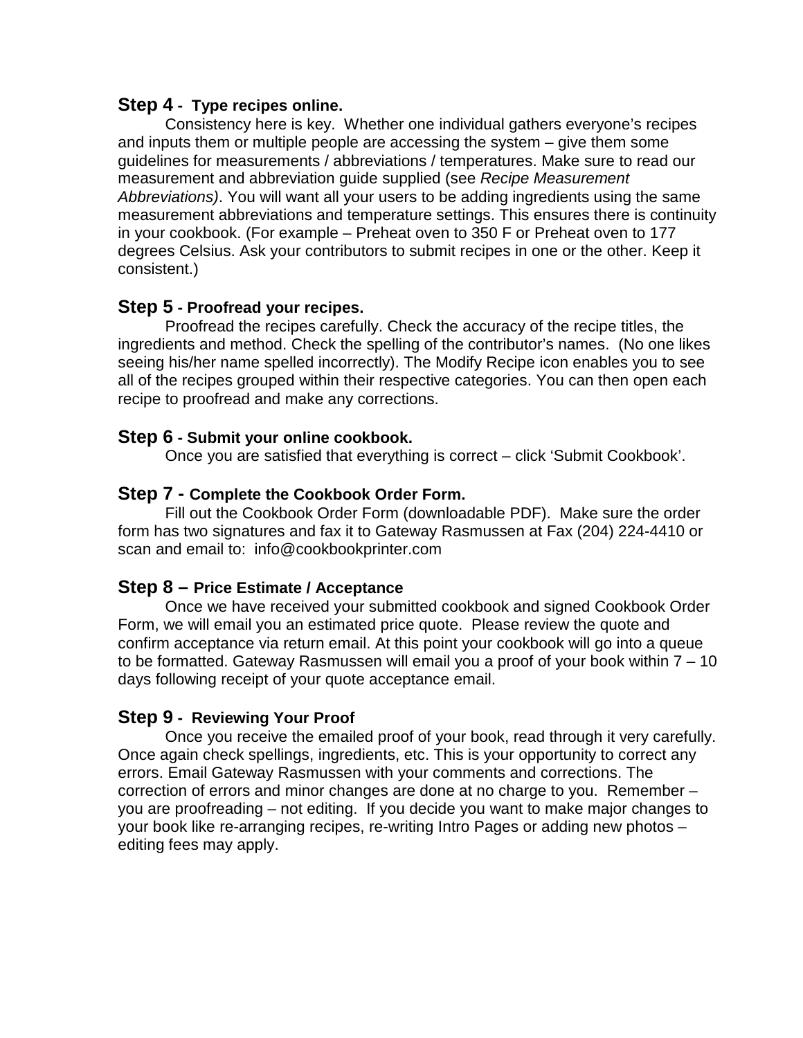### **Step 4 - Type recipes online.**

Consistency here is key. Whether one individual gathers everyone's recipes and inputs them or multiple people are accessing the system – give them some guidelines for measurements / abbreviations / temperatures. Make sure to read our measurement and abbreviation guide supplied (see *Recipe Measurement Abbreviations)*. You will want all your users to be adding ingredients using the same measurement abbreviations and temperature settings. This ensures there is continuity in your cookbook. (For example – Preheat oven to 350 F or Preheat oven to 177 degrees Celsius. Ask your contributors to submit recipes in one or the other. Keep it consistent.)

### **Step 5 - Proofread your recipes.**

Proofread the recipes carefully. Check the accuracy of the recipe titles, the ingredients and method. Check the spelling of the contributor's names. (No one likes seeing his/her name spelled incorrectly). The Modify Recipe icon enables you to see all of the recipes grouped within their respective categories. You can then open each recipe to proofread and make any corrections.

### **Step 6 - Submit your online cookbook.**

Once you are satisfied that everything is correct – click 'Submit Cookbook'.

### **Step 7 - Complete the Cookbook Order Form.**

Fill out the Cookbook Order Form (downloadable PDF). Make sure the order form has two signatures and fax it to Gateway Rasmussen at Fax (204) 224-4410 or scan and email to: info@cookbookprinter.com

### **Step 8 – Price Estimate / Acceptance**

Once we have received your submitted cookbook and signed Cookbook Order Form, we will email you an estimated price quote. Please review the quote and confirm acceptance via return email. At this point your cookbook will go into a queue to be formatted. Gateway Rasmussen will email you a proof of your book within 7 – 10 days following receipt of your quote acceptance email.

### **Step 9 - Reviewing Your Proof**

Once you receive the emailed proof of your book, read through it very carefully. Once again check spellings, ingredients, etc. This is your opportunity to correct any errors. Email Gateway Rasmussen with your comments and corrections. The correction of errors and minor changes are done at no charge to you. Remember – you are proofreading – not editing. If you decide you want to make major changes to your book like re-arranging recipes, re-writing Intro Pages or adding new photos – editing fees may apply.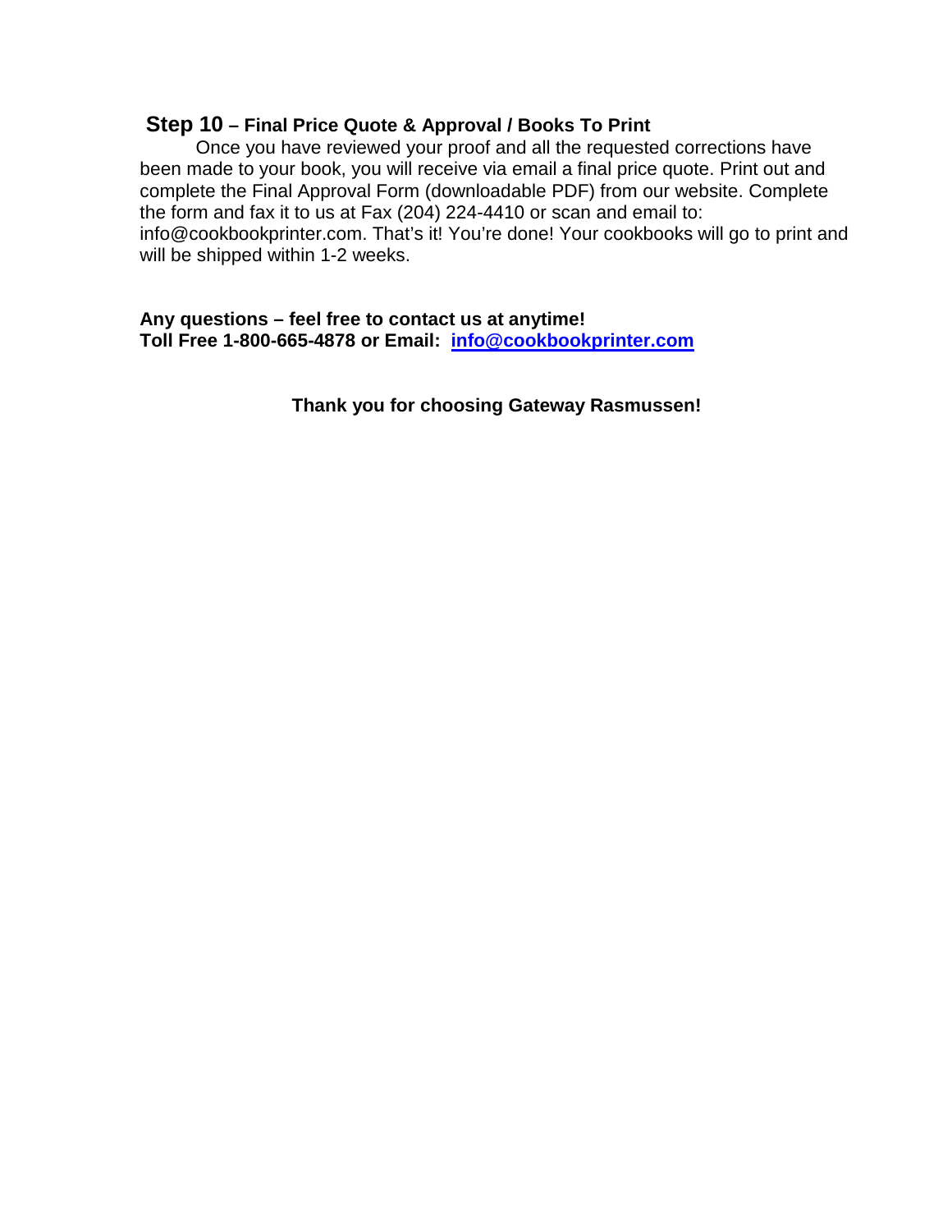## Step 10 – Final Price Quote & Approval / Books To Print

Once you have reviewed your proof and all the requested corrections have been made to your book, you will receive via email a final price quote. Print out and complete the Final Approval Form (downloadable PDF) from our website. Complete the form and fax it to us at Fax (204) 224-4410 or scan and email to: info@cookbookprinter.com. That's it! You're done! Your cookbooks will go to print and will be shipped within 1-2 weeks.

**Any questions – feel free to contact us at anytime!**
**Toll Free 1-800-665-4878 or Email: info@cookbookprinter.com**

**Thank you for choosing Gateway Rasmussen!**